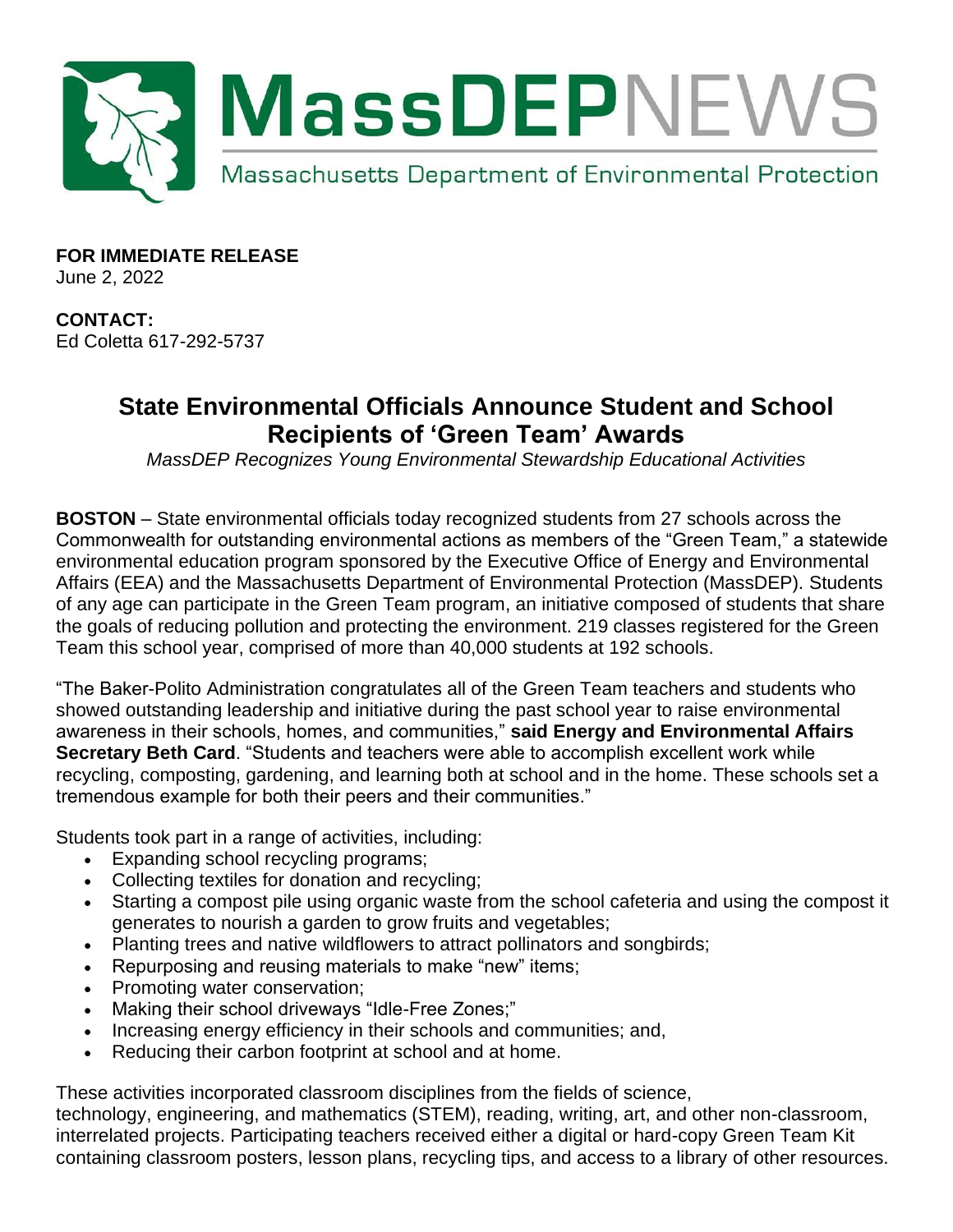# MassDEP NEWS

Massachusetts Department of Environmental Protection

**FOR IMMEDIATE RELEASE**
June 2, 2022

**CONTACT:**
Ed Coletta 617-292-5737

## State Environmental Officials Announce Student and School Recipients of 'Green Team' Awards

*MassDEP Recognizes Young Environmental Stewardship Educational Activities*

**BOSTON** – State environmental officials today recognized students from 27 schools across the Commonwealth for outstanding environmental actions as members of the "Green Team," a statewide environmental education program sponsored by the Executive Office of Energy and Environmental Affairs (EEA) and the Massachusetts Department of Environmental Protection (MassDEP). Students of any age can participate in the Green Team program, an initiative composed of students that share the goals of reducing pollution and protecting the environment. 219 classes registered for the Green Team this school year, comprised of more than 40,000 students at 192 schools.

"The Baker-Polito Administration congratulates all of the Green Team teachers and students who showed outstanding leadership and initiative during the past school year to raise environmental awareness in their schools, homes, and communities," **said Energy and Environmental Affairs Secretary Beth Card**. "Students and teachers were able to accomplish excellent work while recycling, composting, gardening, and learning both at school and in the home. These schools set a tremendous example for both their peers and their communities."

Students took part in a range of activities, including:

- Expanding school recycling programs;
- Collecting textiles for donation and recycling;
- Starting a compost pile using organic waste from the school cafeteria and using the compost it generates to nourish a garden to grow fruits and vegetables;
- Planting trees and native wildflowers to attract pollinators and songbirds;
- Repurposing and reusing materials to make "new" items;
- Promoting water conservation;
- Making their school driveways "Idle-Free Zones;"
- Increasing energy efficiency in their schools and communities; and,
- Reducing their carbon footprint at school and at home.

These activities incorporated classroom disciplines from the fields of science, technology, engineering, and mathematics (STEM), reading, writing, art, and other non-classroom, interrelated projects. Participating teachers received either a digital or hard-copy Green Team Kit containing classroom posters, lesson plans, recycling tips, and access to a library of other resources.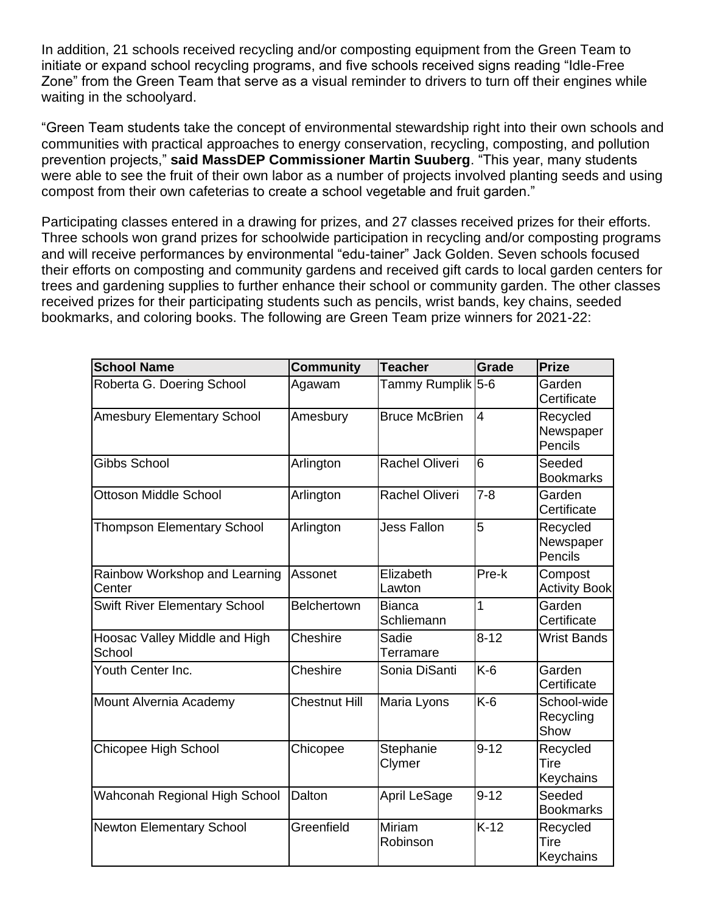In addition, 21 schools received recycling and/or composting equipment from the Green Team to initiate or expand school recycling programs, and five schools received signs reading "Idle-Free Zone" from the Green Team that serve as a visual reminder to drivers to turn off their engines while waiting in the schoolyard.

"Green Team students take the concept of environmental stewardship right into their own schools and communities with practical approaches to energy conservation, recycling, composting, and pollution prevention projects," **said MassDEP Commissioner Martin Suuberg**. "This year, many students were able to see the fruit of their own labor as a number of projects involved planting seeds and using compost from their own cafeterias to create a school vegetable and fruit garden."

Participating classes entered in a drawing for prizes, and 27 classes received prizes for their efforts. Three schools won grand prizes for schoolwide participation in recycling and/or composting programs and will receive performances by environmental "edu-tainer" Jack Golden. Seven schools focused their efforts on composting and community gardens and received gift cards to local garden centers for trees and gardening supplies to further enhance their school or community garden. The other classes received prizes for their participating students such as pencils, wrist bands, key chains, seeded bookmarks, and coloring books. The following are Green Team prize winners for 2021-22:

| School Name | Community | Teacher | Grade | Prize |
|---|---|---|---|---|
| Roberta G. Doering School | Agawam | Tammy Rumplik | 5-6 | Garden Certificate |
| Amesbury Elementary School | Amesbury | Bruce McBrien | 4 | Recycled Newspaper Pencils |
| Gibbs School | Arlington | Rachel Oliveri | 6 | Seeded Bookmarks |
| Ottoson Middle School | Arlington | Rachel Oliveri | 7-8 | Garden Certificate |
| Thompson Elementary School | Arlington | Jess Fallon | 5 | Recycled Newspaper Pencils |
| Rainbow Workshop and Learning Center | Assonet | Elizabeth Lawton | Pre-k | Compost Activity Book |
| Swift River Elementary School | Belchertown | Bianca Schliemann | 1 | Garden Certificate |
| Hoosac Valley Middle and High School | Cheshire | Sadie Terramare | 8-12 | Wrist Bands |
| Youth Center Inc. | Cheshire | Sonia DiSanti | K-6 | Garden Certificate |
| Mount Alvernia Academy | Chestnut Hill | Maria Lyons | K-6 | School-wide Recycling Show |
| Chicopee High School | Chicopee | Stephanie Clymer | 9-12 | Recycled Tire Keychains |
| Wahconah Regional High School | Dalton | April LeSage | 9-12 | Seeded Bookmarks |
| Newton Elementary School | Greenfield | Miriam Robinson | K-12 | Recycled Tire Keychains |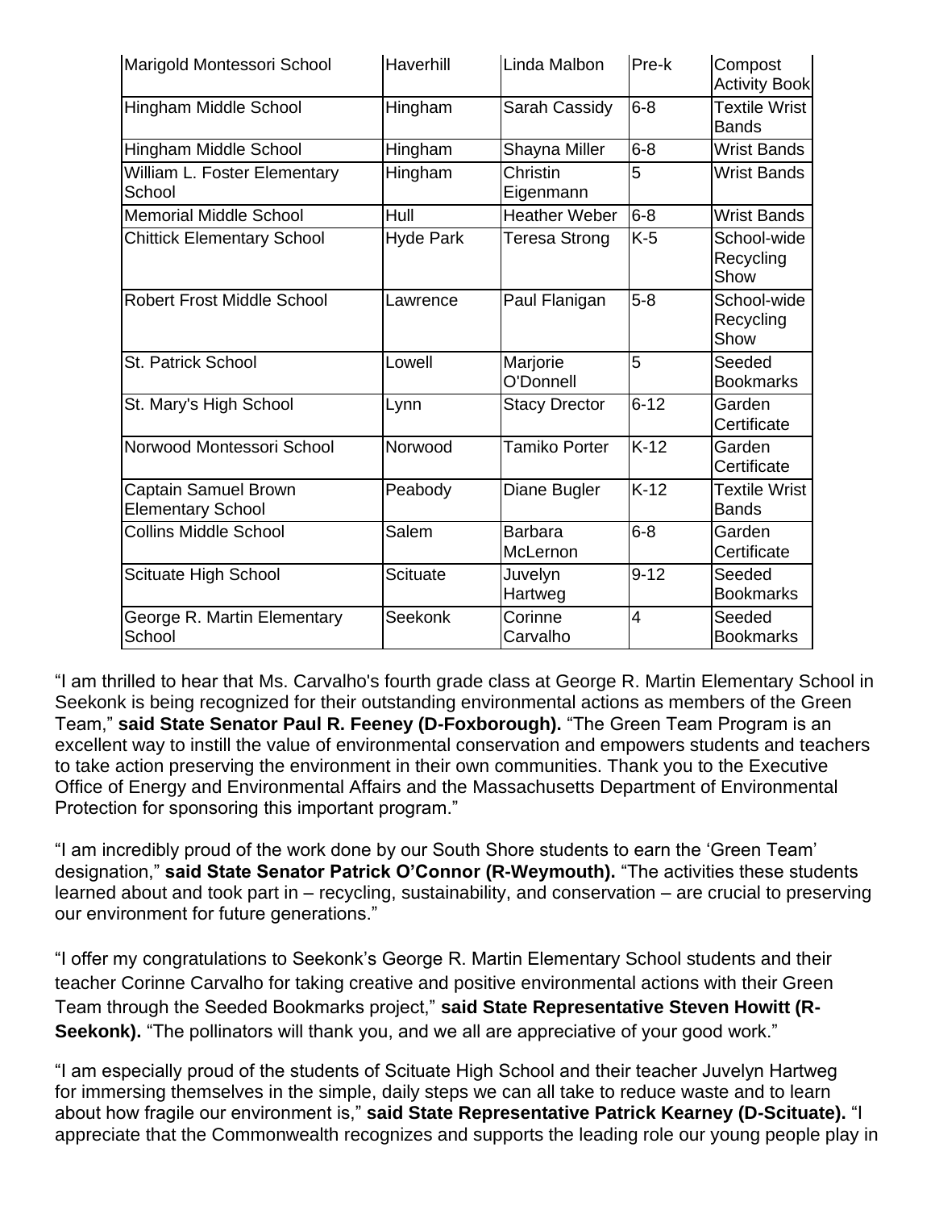| Marigold Montessori School | Haverhill | Linda Malbon | Pre-k | Compost Activity Book |
|---|---|---|---|---|
| Hingham Middle School | Hingham | Sarah Cassidy | 6-8 | Textile Wrist Bands |
| Hingham Middle School | Hingham | Shayna Miller | 6-8 | Wrist Bands |
| William L. Foster Elementary School | Hingham | Christin Eigenmann | 5 | Wrist Bands |
| Memorial Middle School | Hull | Heather Weber | 6-8 | Wrist Bands |
| Chittick Elementary School | Hyde Park | Teresa Strong | K-5 | School-wide Recycling Show |
| Robert Frost Middle School | Lawrence | Paul Flanigan | 5-8 | School-wide Recycling Show |
| St. Patrick School | Lowell | Marjorie O'Donnell | 5 | Seeded Bookmarks |
| St. Mary's High School | Lynn | Stacy Drector | 6-12 | Garden Certificate |
| Norwood Montessori School | Norwood | Tamiko Porter | K-12 | Garden Certificate |
| Captain Samuel Brown Elementary School | Peabody | Diane Bugler | K-12 | Textile Wrist Bands |
| Collins Middle School | Salem | Barbara McLernon | 6-8 | Garden Certificate |
| Scituate High School | Scituate | Juvelyn Hartweg | 9-12 | Seeded Bookmarks |
| George R. Martin Elementary School | Seekonk | Corinne Carvalho | 4 | Seeded Bookmarks |

"I am thrilled to hear that Ms. Carvalho's fourth grade class at George R. Martin Elementary School in Seekonk is being recognized for their outstanding environmental actions as members of the Green Team," **said State Senator Paul R. Feeney (D-Foxborough).** "The Green Team Program is an excellent way to instill the value of environmental conservation and empowers students and teachers to take action preserving the environment in their own communities. Thank you to the Executive Office of Energy and Environmental Affairs and the Massachusetts Department of Environmental Protection for sponsoring this important program."

"I am incredibly proud of the work done by our South Shore students to earn the 'Green Team' designation," **said State Senator Patrick O'Connor (R-Weymouth).** "The activities these students learned about and took part in – recycling, sustainability, and conservation – are crucial to preserving our environment for future generations."

"I offer my congratulations to Seekonk's George R. Martin Elementary School students and their teacher Corinne Carvalho for taking creative and positive environmental actions with their Green Team through the Seeded Bookmarks project," **said State Representative Steven Howitt (R-Seekonk).** "The pollinators will thank you, and we all are appreciative of your good work."

"I am especially proud of the students of Scituate High School and their teacher Juvelyn Hartweg for immersing themselves in the simple, daily steps we can all take to reduce waste and to learn about how fragile our environment is," **said State Representative Patrick Kearney (D-Scituate).** "I appreciate that the Commonwealth recognizes and supports the leading role our young people play in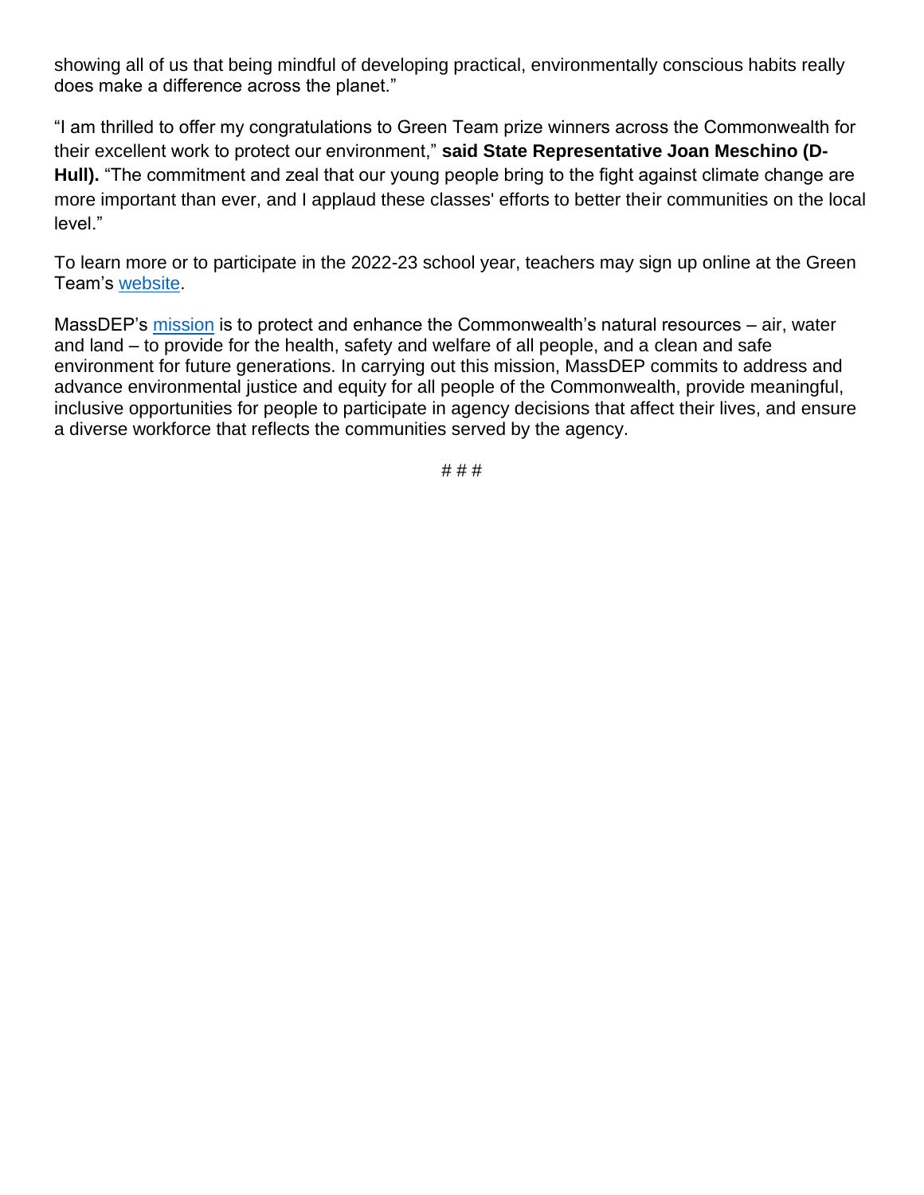showing all of us that being mindful of developing practical, environmentally conscious habits really does make a difference across the planet."

"I am thrilled to offer my congratulations to Green Team prize winners across the Commonwealth for their excellent work to protect our environment," **said State Representative Joan Meschino (D-Hull).** "The commitment and zeal that our young people bring to the fight against climate change are more important than ever, and I applaud these classes' efforts to better their communities on the local level."

To learn more or to participate in the 2022-23 school year, teachers may sign up online at the Green Team's website.

MassDEP's mission is to protect and enhance the Commonwealth's natural resources – air, water and land – to provide for the health, safety and welfare of all people, and a clean and safe environment for future generations. In carrying out this mission, MassDEP commits to address and advance environmental justice and equity for all people of the Commonwealth, provide meaningful, inclusive opportunities for people to participate in agency decisions that affect their lives, and ensure a diverse workforce that reflects the communities served by the agency.

# # #